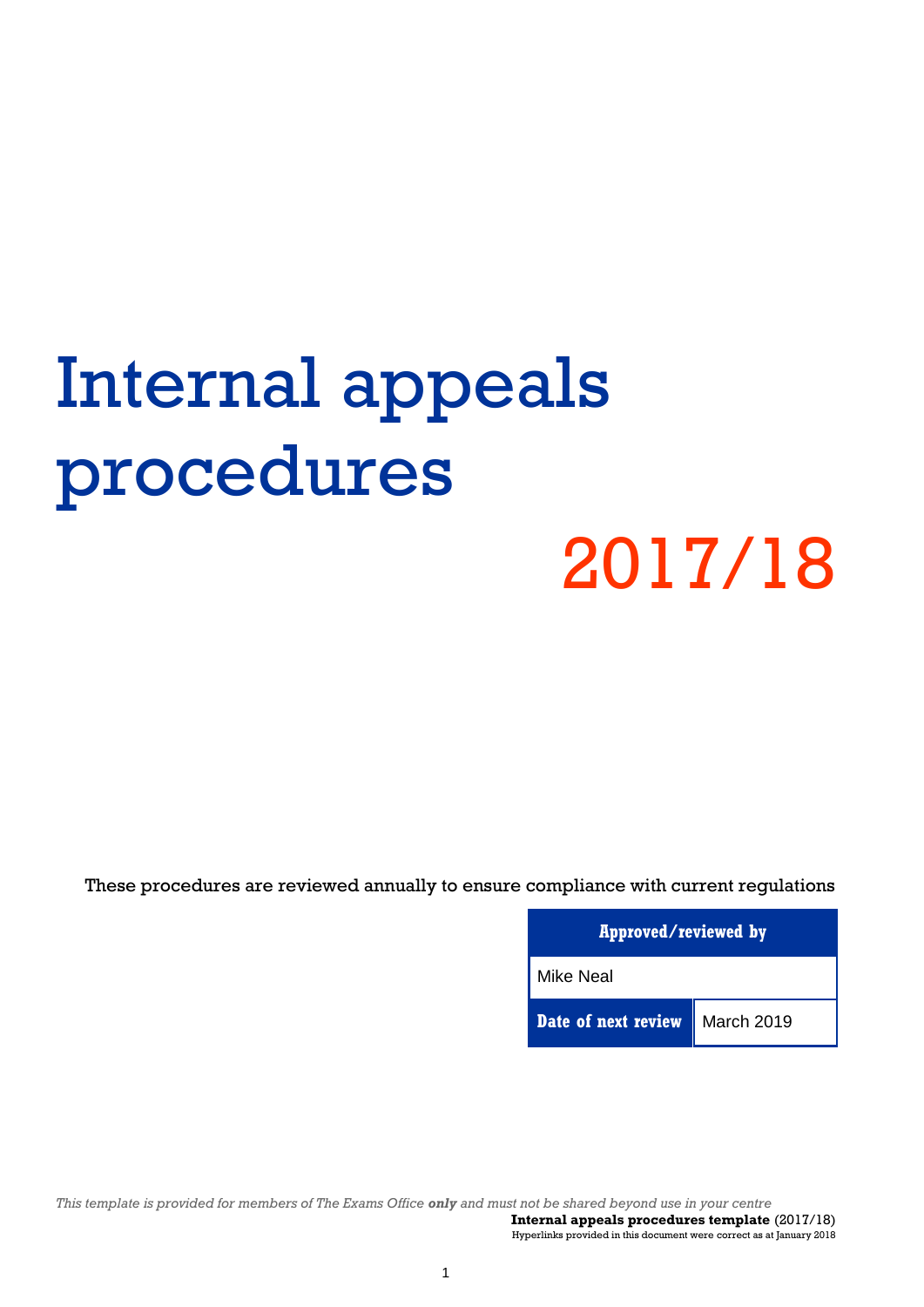# Internal appeals procedures

# 2017/18

These procedures are reviewed annually to ensure compliance with current regulations

| Approved/reviewed by | |
|---|---|
| Mike Neal | |
| **Date of next review** | March 2019 |

*This template is provided for members of The Exams Office **only** and must not be shared beyond use in your centre*

**Internal appeals procedures template** (2017/18)

Hyperlinks provided in this document were correct as at January 2018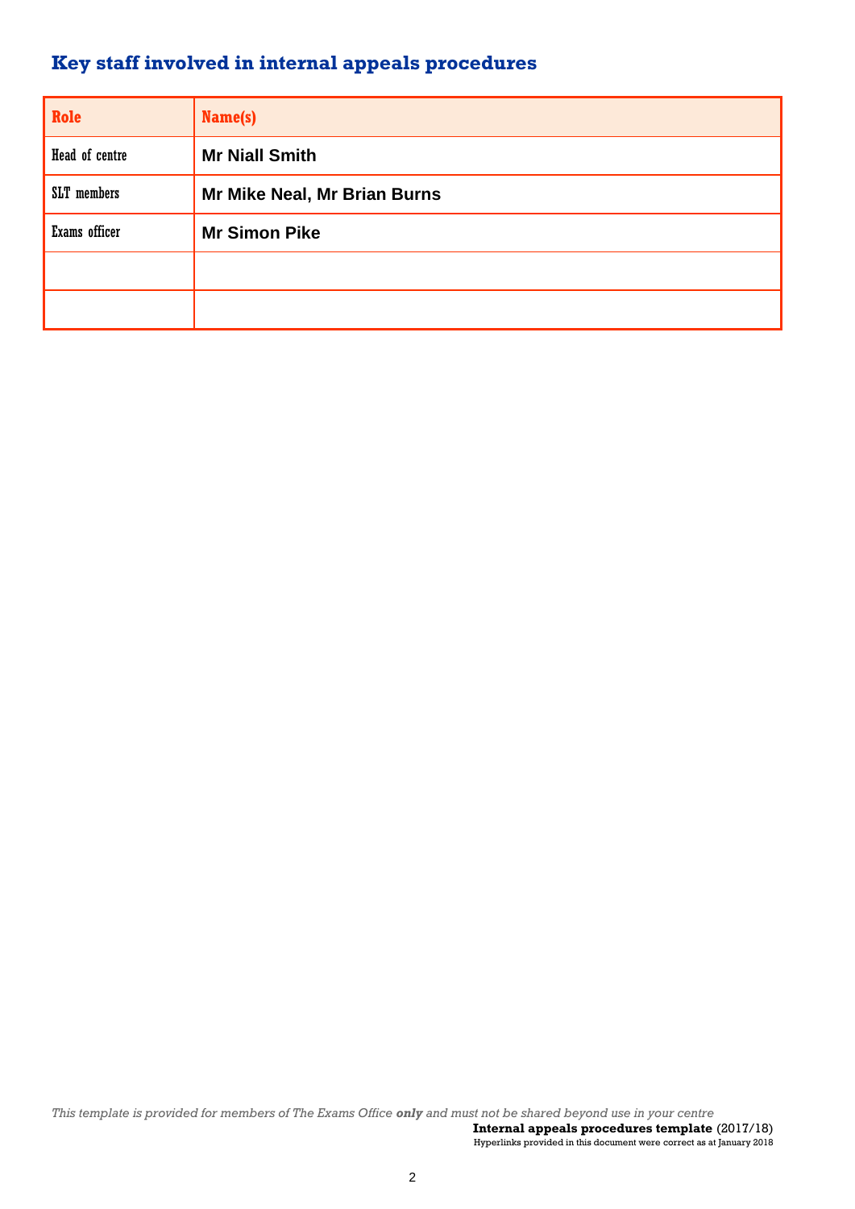## Key staff involved in internal appeals procedures

| Role | Name(s) |
|---|---|
| Head of centre | **Mr Niall Smith** |
| SLT members | **Mr Mike Neal, Mr Brian Burns** |
| Exams officer | **Mr Simon Pike** |
| | |
| | |

*This template is provided for members of The Exams Office **only** and must not be shared beyond use in your centre*

**Internal appeals procedures template** (2017/18)
Hyperlinks provided in this document were correct as at January 2018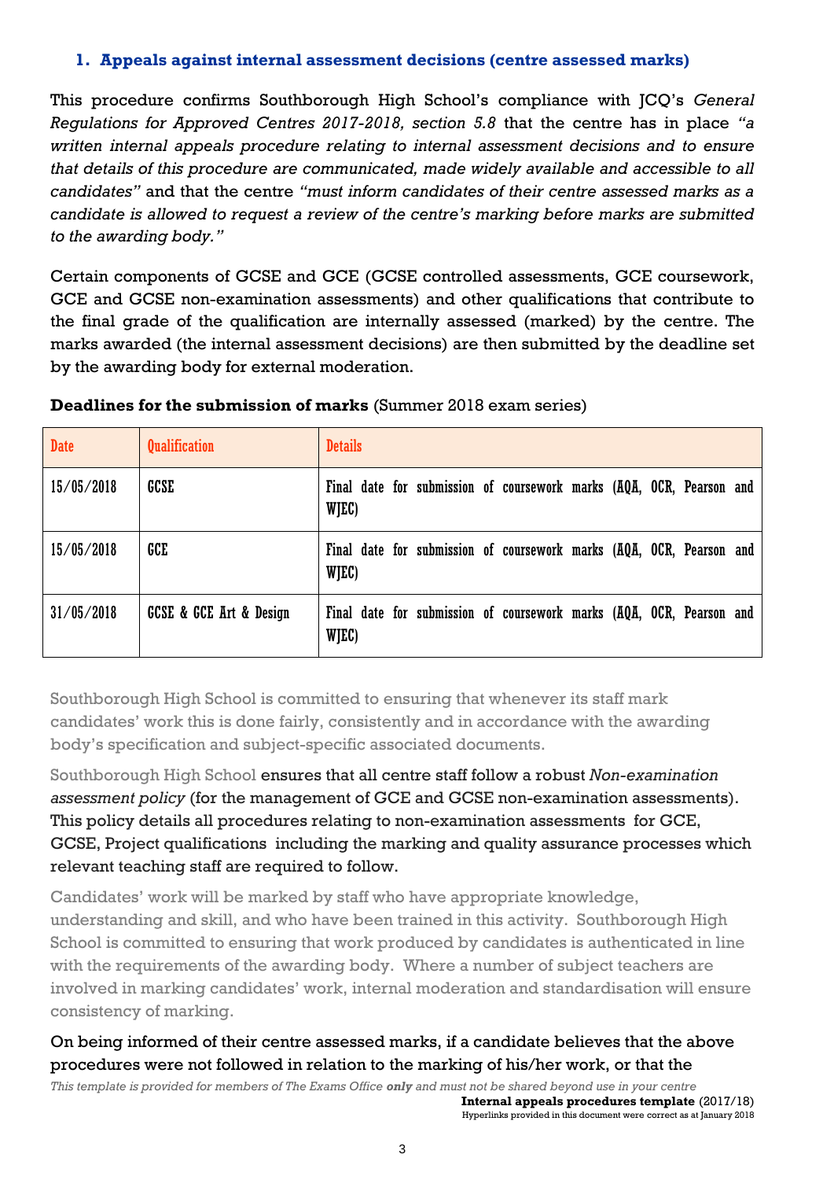## 1. Appeals against internal assessment decisions (centre assessed marks)

This procedure confirms Southborough High School's compliance with JCQ's *General Regulations for Approved Centres 2017-2018, section 5.8* that the centre has in place *"a written internal appeals procedure relating to internal assessment decisions and to ensure that details of this procedure are communicated, made widely available and accessible to all candidates"* and that the centre *"must inform candidates of their centre assessed marks as a candidate is allowed to request a review of the centre's marking before marks are submitted to the awarding body."*

Certain components of GCSE and GCE (GCSE controlled assessments, GCE coursework, GCE and GCSE non-examination assessments) and other qualifications that contribute to the final grade of the qualification are internally assessed (marked) by the centre. The marks awarded (the internal assessment decisions) are then submitted by the deadline set by the awarding body for external moderation.

**Deadlines for the submission of marks** (Summer 2018 exam series)

| Date | Qualification | Details |
|---|---|---|
| 15/05/2018 | GCSE | Final date for submission of coursework marks (AQA, OCR, Pearson and WJEC) |
| 15/05/2018 | GCE | Final date for submission of coursework marks (AQA, OCR, Pearson and WJEC) |
| 31/05/2018 | GCSE & GCE Art & Design | Final date for submission of coursework marks (AQA, OCR, Pearson and WJEC) |

Southborough High School is committed to ensuring that whenever its staff mark candidates' work this is done fairly, consistently and in accordance with the awarding body's specification and subject-specific associated documents.

Southborough High School ensures that all centre staff follow a robust *Non-examination assessment policy* (for the management of GCE and GCSE non-examination assessments). This policy details all procedures relating to non-examination assessments for GCE, GCSE, Project qualifications including the marking and quality assurance processes which relevant teaching staff are required to follow.

Candidates' work will be marked by staff who have appropriate knowledge, understanding and skill, and who have been trained in this activity. Southborough High School is committed to ensuring that work produced by candidates is authenticated in line with the requirements of the awarding body. Where a number of subject teachers are involved in marking candidates' work, internal moderation and standardisation will ensure consistency of marking.

On being informed of their centre assessed marks, if a candidate believes that the above procedures were not followed in relation to the marking of his/her work, or that the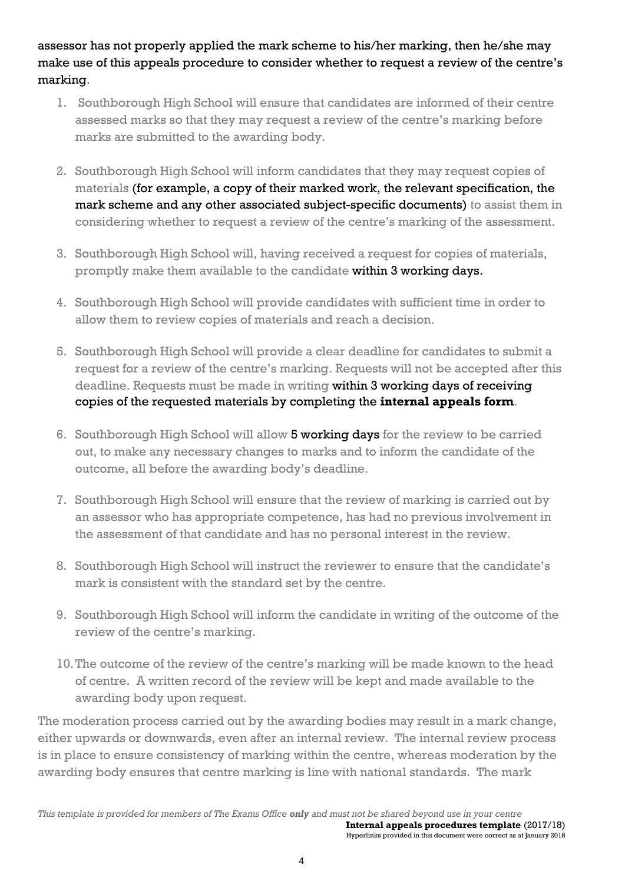assessor has not properly applied the mark scheme to his/her marking, then he/she may make use of this appeals procedure to consider whether to request a review of the centre's marking.

1. Southborough High School will ensure that candidates are informed of their centre assessed marks so that they may request a review of the centre's marking before marks are submitted to the awarding body.

2. Southborough High School will inform candidates that they may request copies of materials (for example, a copy of their marked work, the relevant specification, the mark scheme and any other associated subject-specific documents) to assist them in considering whether to request a review of the centre's marking of the assessment.

3. Southborough High School will, having received a request for copies of materials, promptly make them available to the candidate within 3 working days.

4. Southborough High School will provide candidates with sufficient time in order to allow them to review copies of materials and reach a decision.

5. Southborough High School will provide a clear deadline for candidates to submit a request for a review of the centre's marking. Requests will not be accepted after this deadline. Requests must be made in writing within 3 working days of receiving copies of the requested materials by completing the **internal appeals form**.

6. Southborough High School will allow 5 working days for the review to be carried out, to make any necessary changes to marks and to inform the candidate of the outcome, all before the awarding body's deadline.

7. Southborough High School will ensure that the review of marking is carried out by an assessor who has appropriate competence, has had no previous involvement in the assessment of that candidate and has no personal interest in the review.

8. Southborough High School will instruct the reviewer to ensure that the candidate's mark is consistent with the standard set by the centre.

9. Southborough High School will inform the candidate in writing of the outcome of the review of the centre's marking.

10. The outcome of the review of the centre's marking will be made known to the head of centre. A written record of the review will be kept and made available to the awarding body upon request.

The moderation process carried out by the awarding bodies may result in a mark change, either upwards or downwards, even after an internal review. The internal review process is in place to ensure consistency of marking within the centre, whereas moderation by the awarding body ensures that centre marking is line with national standards. The mark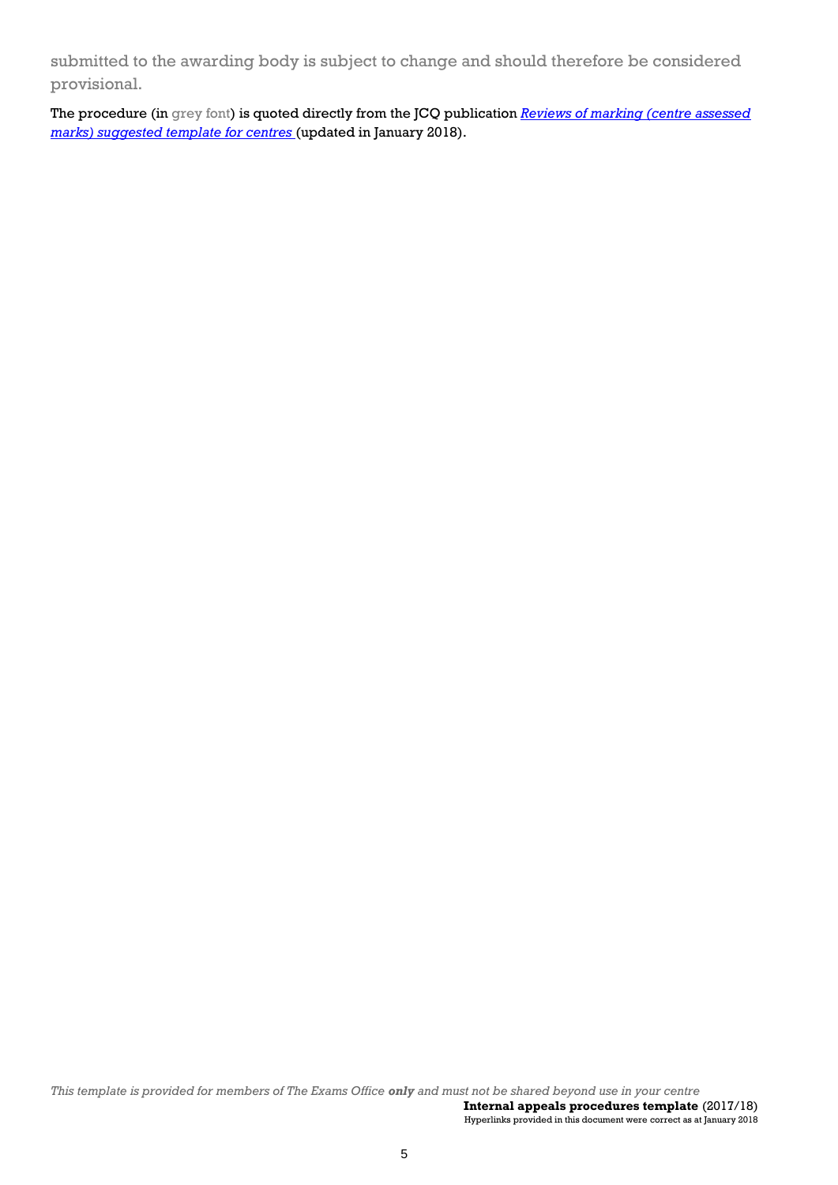submitted to the awarding body is subject to change and should therefore be considered provisional.

The procedure (in grey font) is quoted directly from the JCQ publication *Reviews of marking (centre assessed marks) suggested template for centres* (updated in January 2018).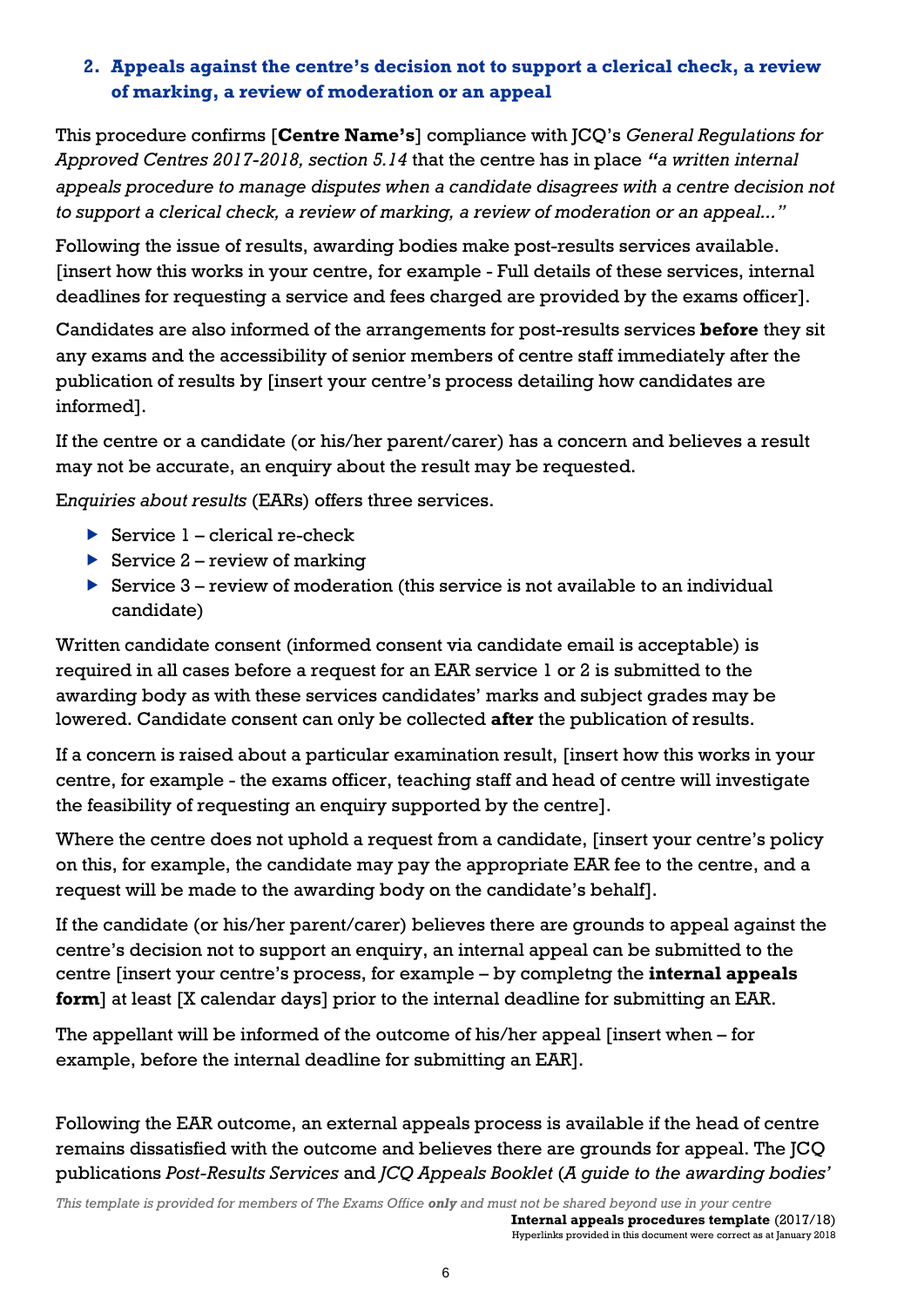## 2. Appeals against the centre's decision not to support a clerical check, a review of marking, a review of moderation or an appeal

This procedure confirms [**Centre Name's**] compliance with JCQ's *General Regulations for Approved Centres 2017-2018, section 5.14* that the centre has in place ***"****a written internal appeals procedure to manage disputes when a candidate disagrees with a centre decision not to support a clerical check, a review of marking, a review of moderation or an appeal..."*

Following the issue of results, awarding bodies make post-results services available. [insert how this works in your centre, for example - Full details of these services, internal deadlines for requesting a service and fees charged are provided by the exams officer].

Candidates are also informed of the arrangements for post-results services **before** they sit any exams and the accessibility of senior members of centre staff immediately after the publication of results by [insert your centre's process detailing how candidates are informed].

If the centre or a candidate (or his/her parent/carer) has a concern and believes a result may not be accurate, an enquiry about the result may be requested.

E*nquiries about results* (EARs) offers three services.

- Service 1 – clerical re-check
- Service 2 – review of marking
- Service 3 – review of moderation (this service is not available to an individual candidate)

Written candidate consent (informed consent via candidate email is acceptable) is required in all cases before a request for an EAR service 1 or 2 is submitted to the awarding body as with these services candidates' marks and subject grades may be lowered. Candidate consent can only be collected **after** the publication of results.

If a concern is raised about a particular examination result, [insert how this works in your centre, for example - the exams officer, teaching staff and head of centre will investigate the feasibility of requesting an enquiry supported by the centre].

Where the centre does not uphold a request from a candidate, [insert your centre's policy on this, for example, the candidate may pay the appropriate EAR fee to the centre, and a request will be made to the awarding body on the candidate's behalf].

If the candidate (or his/her parent/carer) believes there are grounds to appeal against the centre's decision not to support an enquiry, an internal appeal can be submitted to the centre [insert your centre's process, for example – by completng the **internal appeals form**] at least [X calendar days] prior to the internal deadline for submitting an EAR.

The appellant will be informed of the outcome of his/her appeal [insert when – for example, before the internal deadline for submitting an EAR].

Following the EAR outcome, an external appeals process is available if the head of centre remains dissatisfied with the outcome and believes there are grounds for appeal. The JCQ publications *Post-Results Services* and *JCQ Appeals Booklet* (*A guide to the awarding bodies'*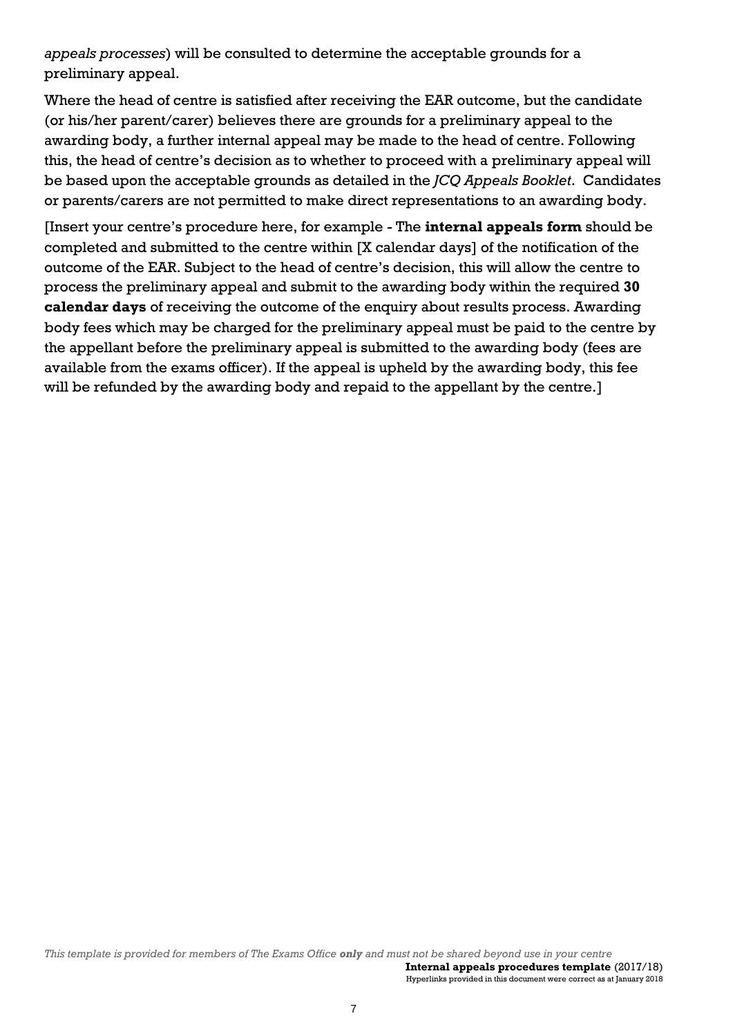*appeals processes*) will be consulted to determine the acceptable grounds for a preliminary appeal.

Where the head of centre is satisfied after receiving the EAR outcome, but the candidate (or his/her parent/carer) believes there are grounds for a preliminary appeal to the awarding body, a further internal appeal may be made to the head of centre. Following this, the head of centre's decision as to whether to proceed with a preliminary appeal will be based upon the acceptable grounds as detailed in the *JCQ Appeals Booklet*. Candidates or parents/carers are not permitted to make direct representations to an awarding body.

[Insert your centre's procedure here, for example - The **internal appeals form** should be completed and submitted to the centre within [X calendar days] of the notification of the outcome of the EAR. Subject to the head of centre's decision, this will allow the centre to process the preliminary appeal and submit to the awarding body within the required **30 calendar days** of receiving the outcome of the enquiry about results process. Awarding body fees which may be charged for the preliminary appeal must be paid to the centre by the appellant before the preliminary appeal is submitted to the awarding body (fees are available from the exams officer). If the appeal is upheld by the awarding body, this fee will be refunded by the awarding body and repaid to the appellant by the centre.]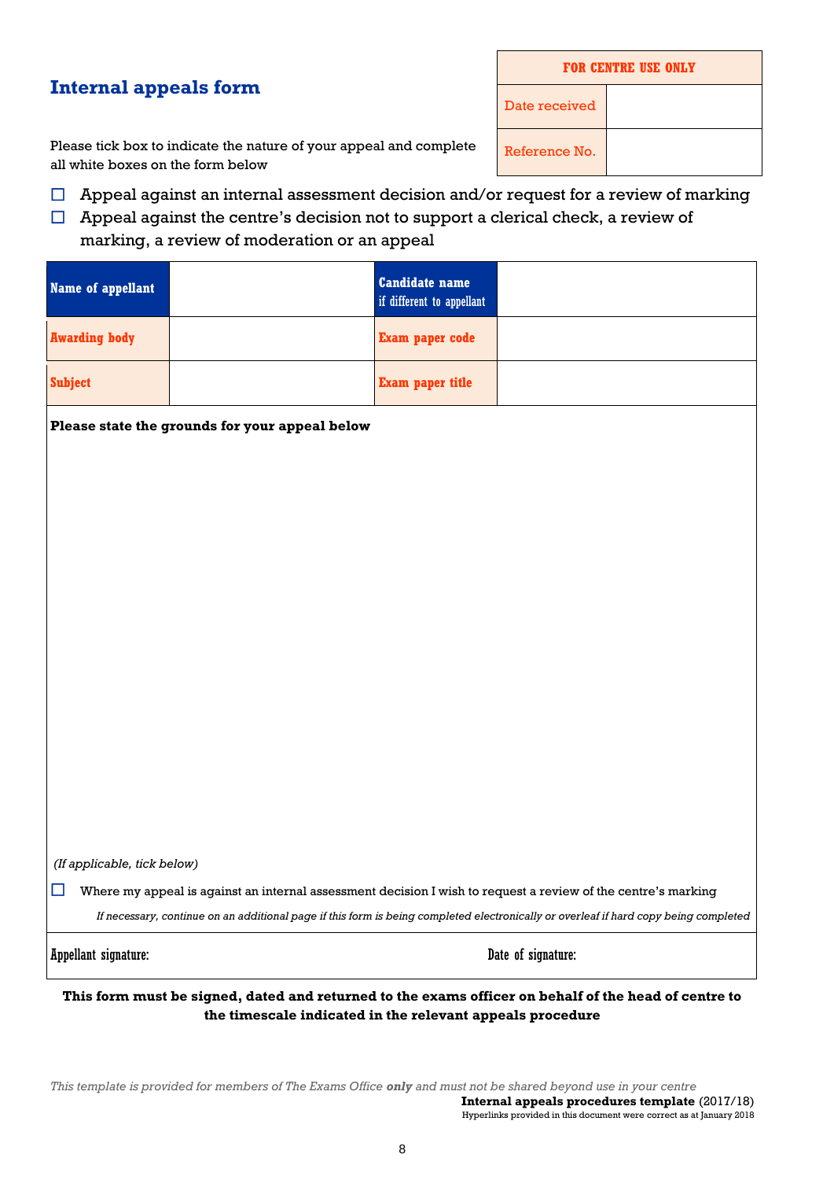## Internal appeals form

| FOR CENTRE USE ONLY | |
|---|---|
| Date received | |
| Reference No. | |

Please tick box to indicate the nature of your appeal and complete all white boxes on the form below

- ☐ Appeal against an internal assessment decision and/or request for a review of marking
- ☐ Appeal against the centre's decision not to support a clerical check, a review of marking, a review of moderation or an appeal

| Name of appellant | | Candidate name if different to appellant | |
|---|---|---|---|
| Awarding body | | Exam paper code | |
| Subject | | Exam paper title | |

**Please state the grounds for your appeal below**

*(If applicable, tick below)*

☐ Where my appeal is against an internal assessment decision I wish to request a review of the centre's marking

*If necessary, continue on an additional page if this form is being completed electronically or overleaf if hard copy being completed*

Appellant signature: Date of signature:

**This form must be signed, dated and returned to the exams officer on behalf of the head of centre to the timescale indicated in the relevant appeals procedure**

*This template is provided for members of The Exams Office **only** and must not be shared beyond use in your centre*

**Internal appeals procedures template** (2017/18)

Hyperlinks provided in this document were correct as at January 2018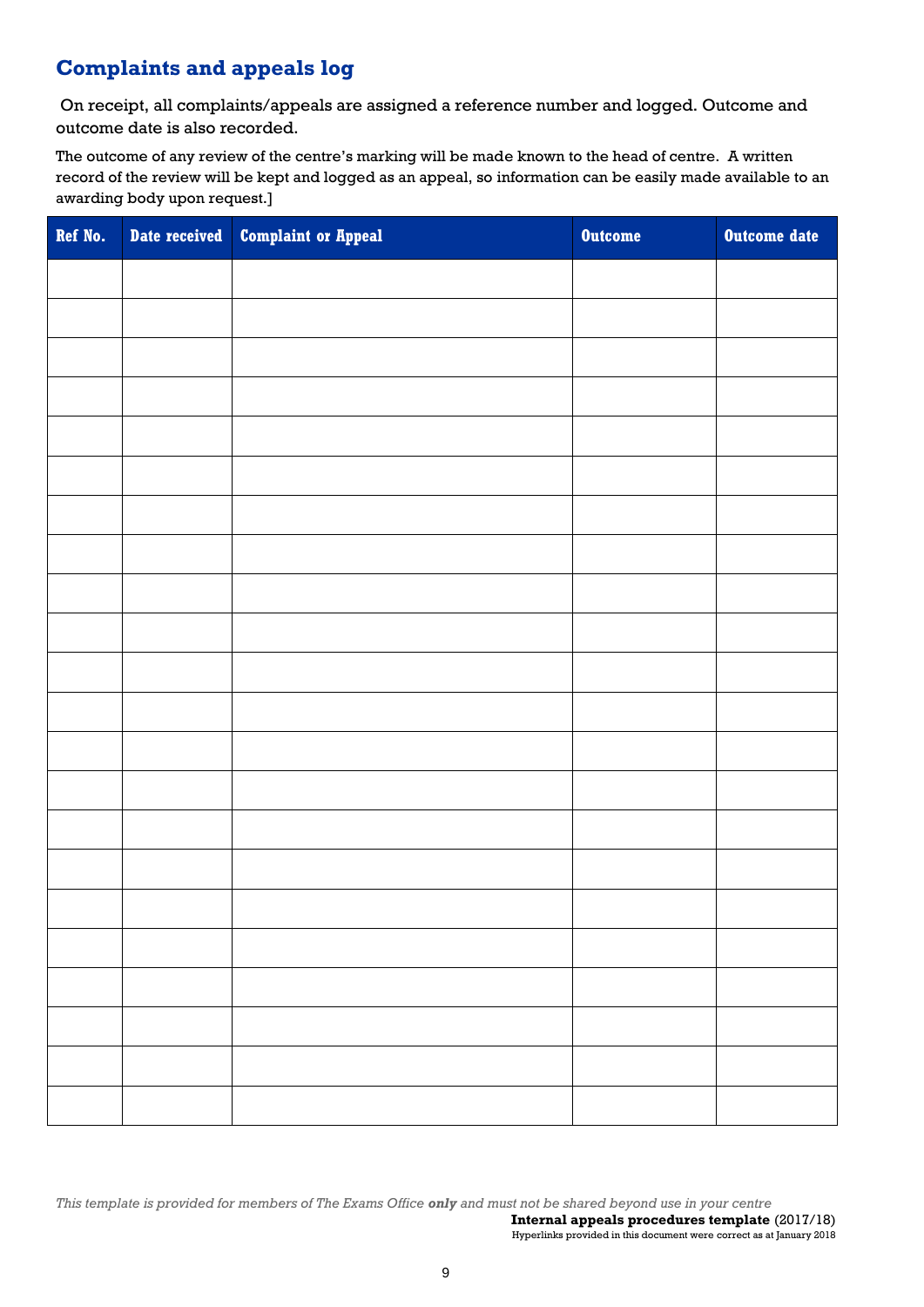## Complaints and appeals log

On receipt, all complaints/appeals are assigned a reference number and logged. Outcome and outcome date is also recorded.

The outcome of any review of the centre's marking will be made known to the head of centre. A written record of the review will be kept and logged as an appeal, so information can be easily made available to an awarding body upon request.]

| Ref No. | Date received | Complaint or Appeal | Outcome | Outcome date |
|---|---|---|---|---|
| | | | | |
| | | | | |
| | | | | |
| | | | | |
| | | | | |
| | | | | |
| | | | | |
| | | | | |
| | | | | |
| | | | | |
| | | | | |
| | | | | |
| | | | | |
| | | | | |
| | | | | |
| | | | | |
| | | | | |
| | | | | |
| | | | | |
| | | | | |
| | | | | |
| | | | | |

*This template is provided for members of The Exams Office **only** and must not be shared beyond use in your centre*

**Internal appeals procedures template** (2017/18)
Hyperlinks provided in this document were correct as at January 2018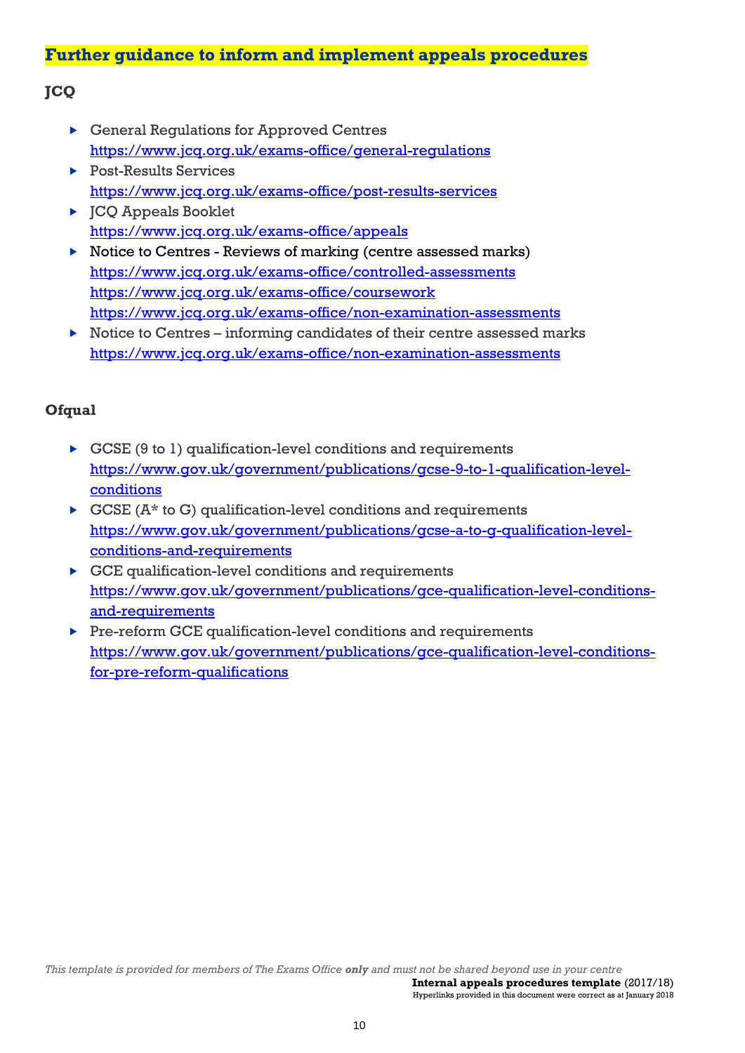## Further guidance to inform and implement appeals procedures

### JCQ

- General Regulations for Approved Centres
  https://www.jcq.org.uk/exams-office/general-regulations
- Post-Results Services
  https://www.jcq.org.uk/exams-office/post-results-services
- JCQ Appeals Booklet
  https://www.jcq.org.uk/exams-office/appeals
- Notice to Centres - Reviews of marking (centre assessed marks)
  https://www.jcq.org.uk/exams-office/controlled-assessments
  https://www.jcq.org.uk/exams-office/coursework
  https://www.jcq.org.uk/exams-office/non-examination-assessments
- Notice to Centres – informing candidates of their centre assessed marks
  https://www.jcq.org.uk/exams-office/non-examination-assessments

### Ofqual

- GCSE (9 to 1) qualification-level conditions and requirements
  https://www.gov.uk/government/publications/gcse-9-to-1-qualification-level-conditions
- GCSE (A* to G) qualification-level conditions and requirements
  https://www.gov.uk/government/publications/gcse-a-to-g-qualification-level-conditions-and-requirements
- GCE qualification-level conditions and requirements
  https://www.gov.uk/government/publications/gce-qualification-level-conditions-and-requirements
- Pre-reform GCE qualification-level conditions and requirements
  https://www.gov.uk/government/publications/gce-qualification-level-conditions-for-pre-reform-qualifications

*This template is provided for members of The Exams Office **only** and must not be shared beyond use in your centre*

**Internal appeals procedures template** (2017/18)
Hyperlinks provided in this document were correct as at January 2018